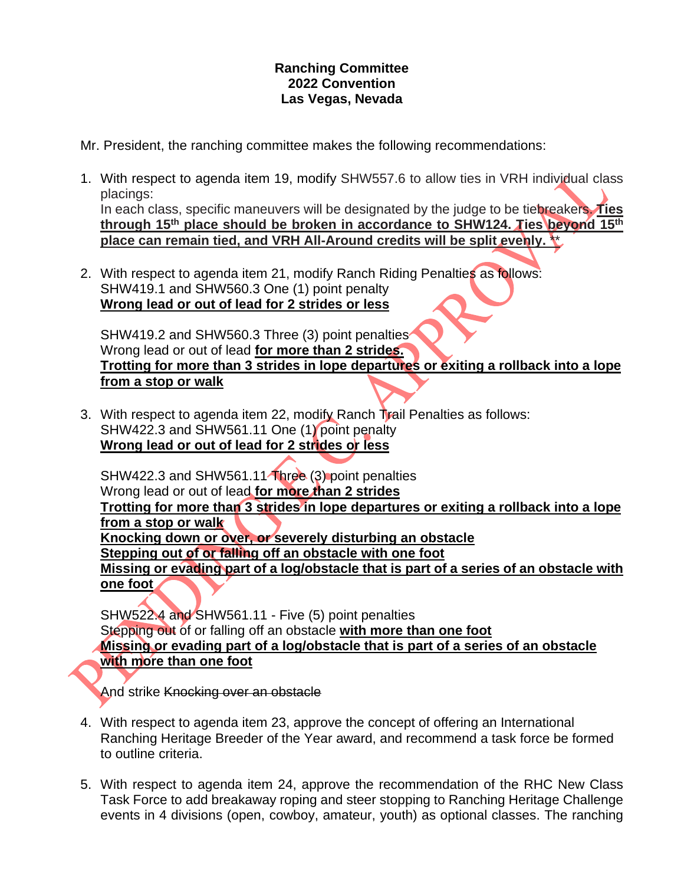**Ranching Committee**
**2022 Convention**
**Las Vegas, Nevada**

Mr. President, the ranching committee makes the following recommendations:

1. With respect to agenda item 19, modify SHW557.6 to allow ties in VRH individual class placings:
   In each class, specific maneuvers will be designated by the judge to be tiebreakers. <u>**Ties through 15th place should be broken in accordance to SHW124. Ties beyond 15th place can remain tied, and VRH All-Around credits will be split evenly.**</u> **

2. With respect to agenda item 21, modify Ranch Riding Penalties as follows:
   SHW419.1 and SHW560.3 One (1) point penalty
   <u>**Wrong lead or out of lead for 2 strides or less**</u>

   SHW419.2 and SHW560.3 Three (3) point penalties
   Wrong lead or out of lead <u>**for more than 2 strides.**</u>
   <u>**Trotting for more than 3 strides in lope departures or exiting a rollback into a lope from a stop or walk**</u>

3. With respect to agenda item 22, modify Ranch Trail Penalties as follows:
   SHW422.3 and SHW561.11 One (1) point penalty
   <u>**Wrong lead or out of lead for 2 strides or less**</u>

   SHW422.3 and SHW561.11 Three (3) point penalties
   Wrong lead or out of lead <u>**for more than 2 strides**</u>
   <u>**Trotting for more than 3 strides in lope departures or exiting a rollback into a lope from a stop or walk**</u>
   <u>**Knocking down or over, or severely disturbing an obstacle**</u>
   <u>**Stepping out of or falling off an obstacle with one foot**</u>
   <u>**Missing or evading part of a log/obstacle that is part of a series of an obstacle with one foot**</u>

   SHW522.4 and SHW561.11 - Five (5) point penalties
   Stepping out of or falling off an obstacle <u>**with more than one foot**</u>
   <u>**Missing or evading part of a log/obstacle that is part of a series of an obstacle with more than one foot**</u>

   And strike ~~Knocking over an obstacle~~

4. With respect to agenda item 23, approve the concept of offering an International Ranching Heritage Breeder of the Year award, and recommend a task force be formed to outline criteria.

5. With respect to agenda item 24, approve the recommendation of the RHC New Class Task Force to add breakaway roping and steer stopping to Ranching Heritage Challenge events in 4 divisions (open, cowboy, amateur, youth) as optional classes. The ranching

PENDING EC APPROVAL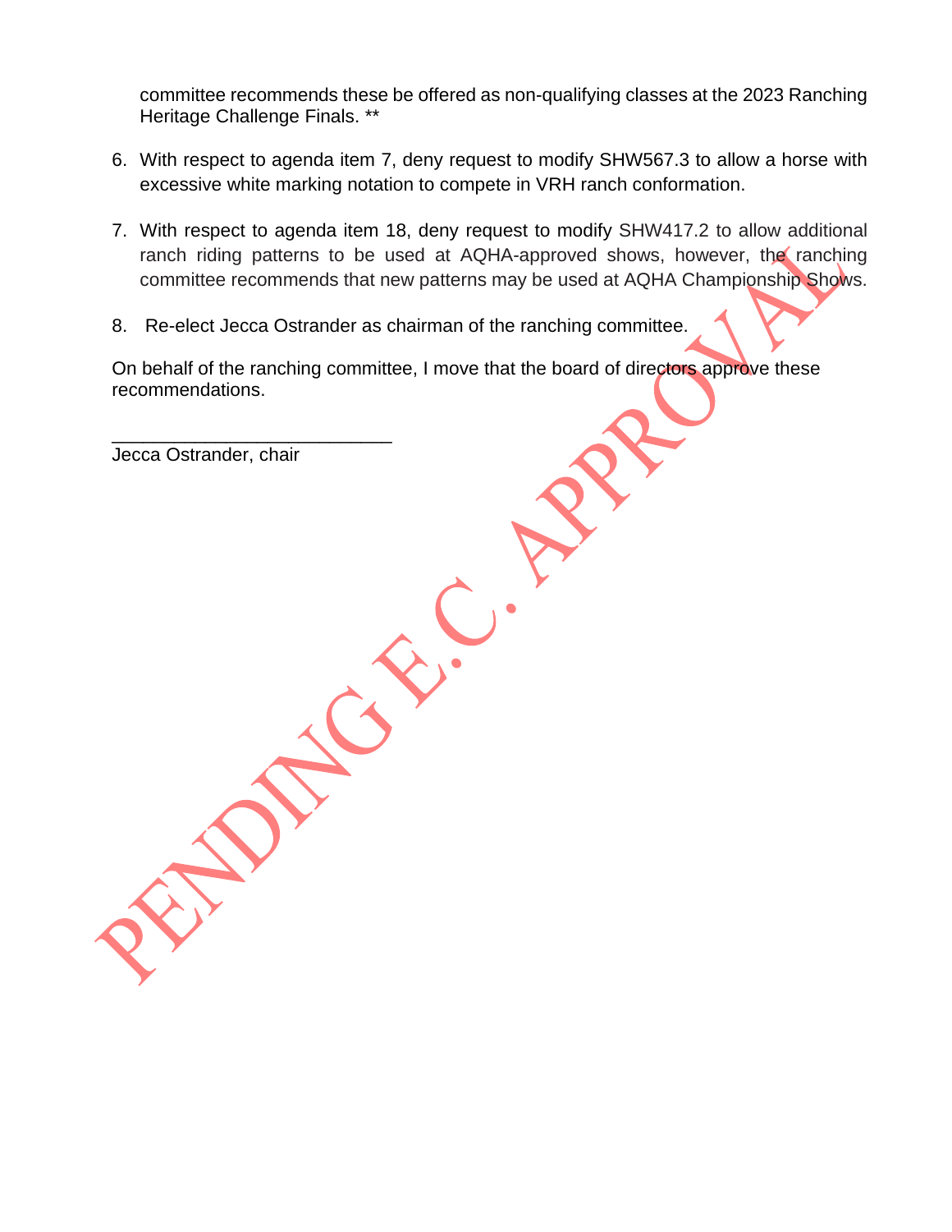committee recommends these be offered as non-qualifying classes at the 2023 Ranching Heritage Challenge Finals. **

6. With respect to agenda item 7, deny request to modify SHW567.3 to allow a horse with excessive white marking notation to compete in VRH ranch conformation.

7. With respect to agenda item 18, deny request to modify SHW417.2 to allow additional ranch riding patterns to be used at AQHA-approved shows, however, the ranching committee recommends that new patterns may be used at AQHA Championship Shows.

8. Re-elect Jecca Ostrander as chairman of the ranching committee.

On behalf of the ranching committee, I move that the board of directors approve these recommendations.

\_\_\_\_\_\_\_\_\_\_\_\_\_\_\_\_\_\_\_\_\_\_\_\_\_\_\_\_

Jecca Ostrander, chair

PENDING E.C. APPROVAL